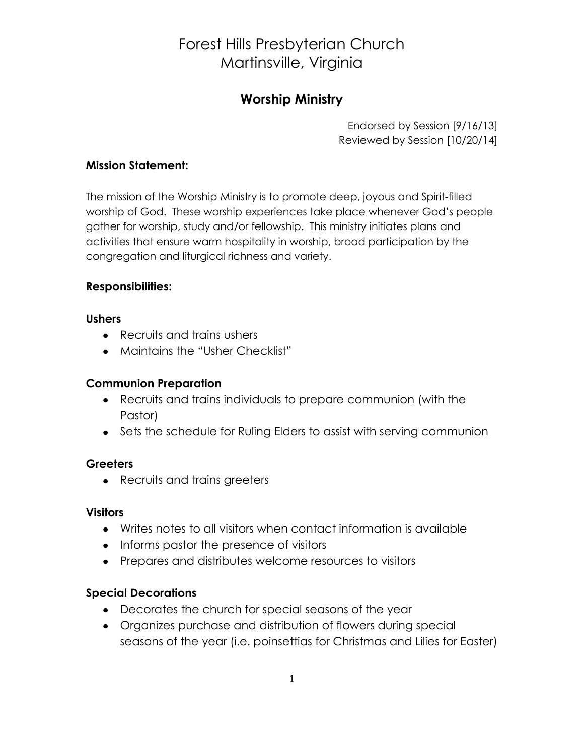# Forest Hills Presbyterian Church
# Martinsville, Virginia

## Worship Ministry

Endorsed by Session [9/16/13]
Reviewed by Session [10/20/14]

### Mission Statement:

The mission of the Worship Ministry is to promote deep, joyous and Spirit-filled worship of God. These worship experiences take place whenever God's people gather for worship, study and/or fellowship. This ministry initiates plans and activities that ensure warm hospitality in worship, broad participation by the congregation and liturgical richness and variety.

### Responsibilities:

#### Ushers

- Recruits and trains ushers
- Maintains the "Usher Checklist"

#### Communion Preparation

- Recruits and trains individuals to prepare communion (with the Pastor)
- Sets the schedule for Ruling Elders to assist with serving communion

#### Greeters

- Recruits and trains greeters

#### Visitors

- Writes notes to all visitors when contact information is available
- Informs pastor the presence of visitors
- Prepares and distributes welcome resources to visitors

#### Special Decorations

- Decorates the church for special seasons of the year
- Organizes purchase and distribution of flowers during special seasons of the year (i.e. poinsettias for Christmas and Lilies for Easter)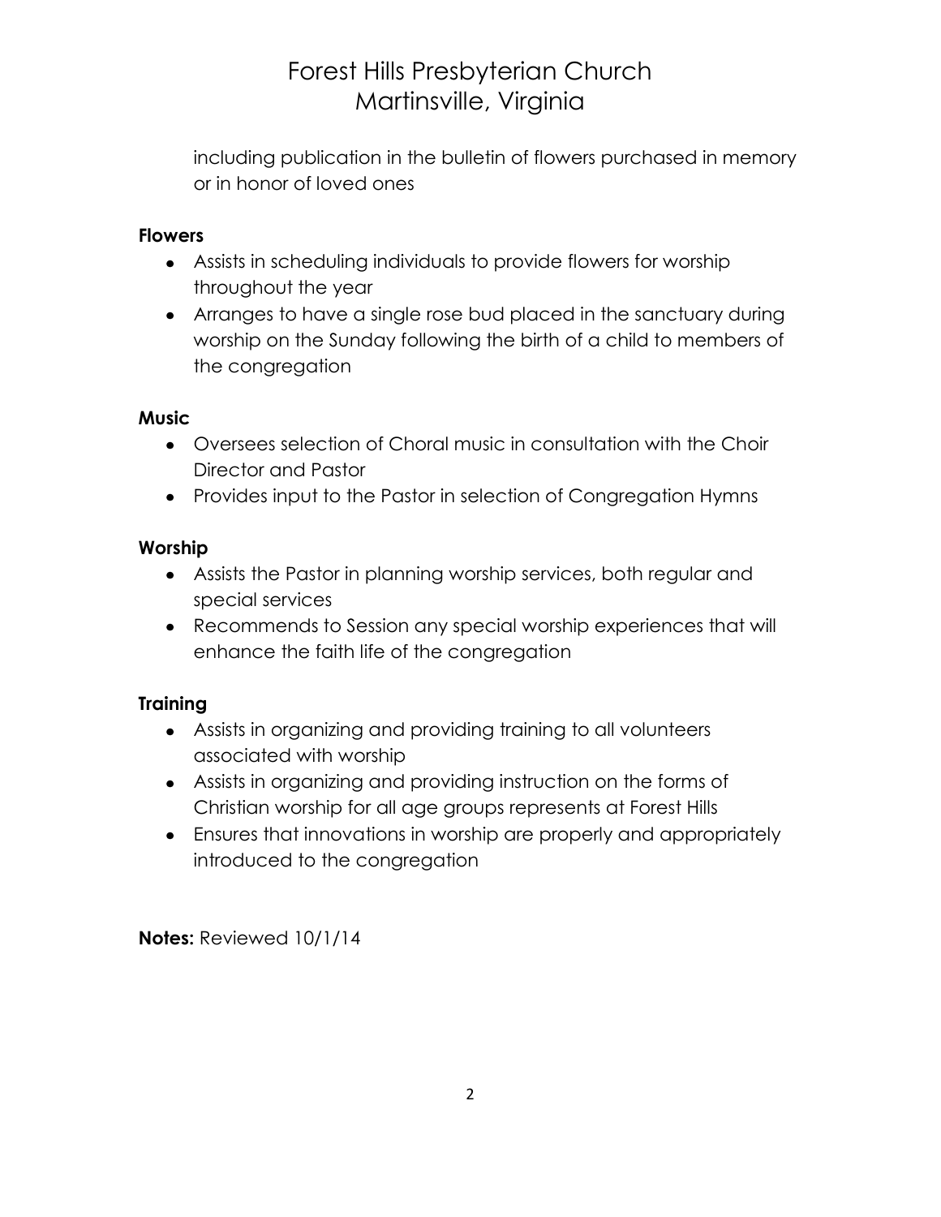including publication in the bulletin of flowers purchased in memory or in honor of loved ones

**Flowers**

- Assists in scheduling individuals to provide flowers for worship throughout the year
- Arranges to have a single rose bud placed in the sanctuary during worship on the Sunday following the birth of a child to members of the congregation

**Music**

- Oversees selection of Choral music in consultation with the Choir Director and Pastor
- Provides input to the Pastor in selection of Congregation Hymns

**Worship**

- Assists the Pastor in planning worship services, both regular and special services
- Recommends to Session any special worship experiences that will enhance the faith life of the congregation

**Training**

- Assists in organizing and providing training to all volunteers associated with worship
- Assists in organizing and providing instruction on the forms of Christian worship for all age groups represents at Forest Hills
- Ensures that innovations in worship are properly and appropriately introduced to the congregation

**Notes:** Reviewed 10/1/14